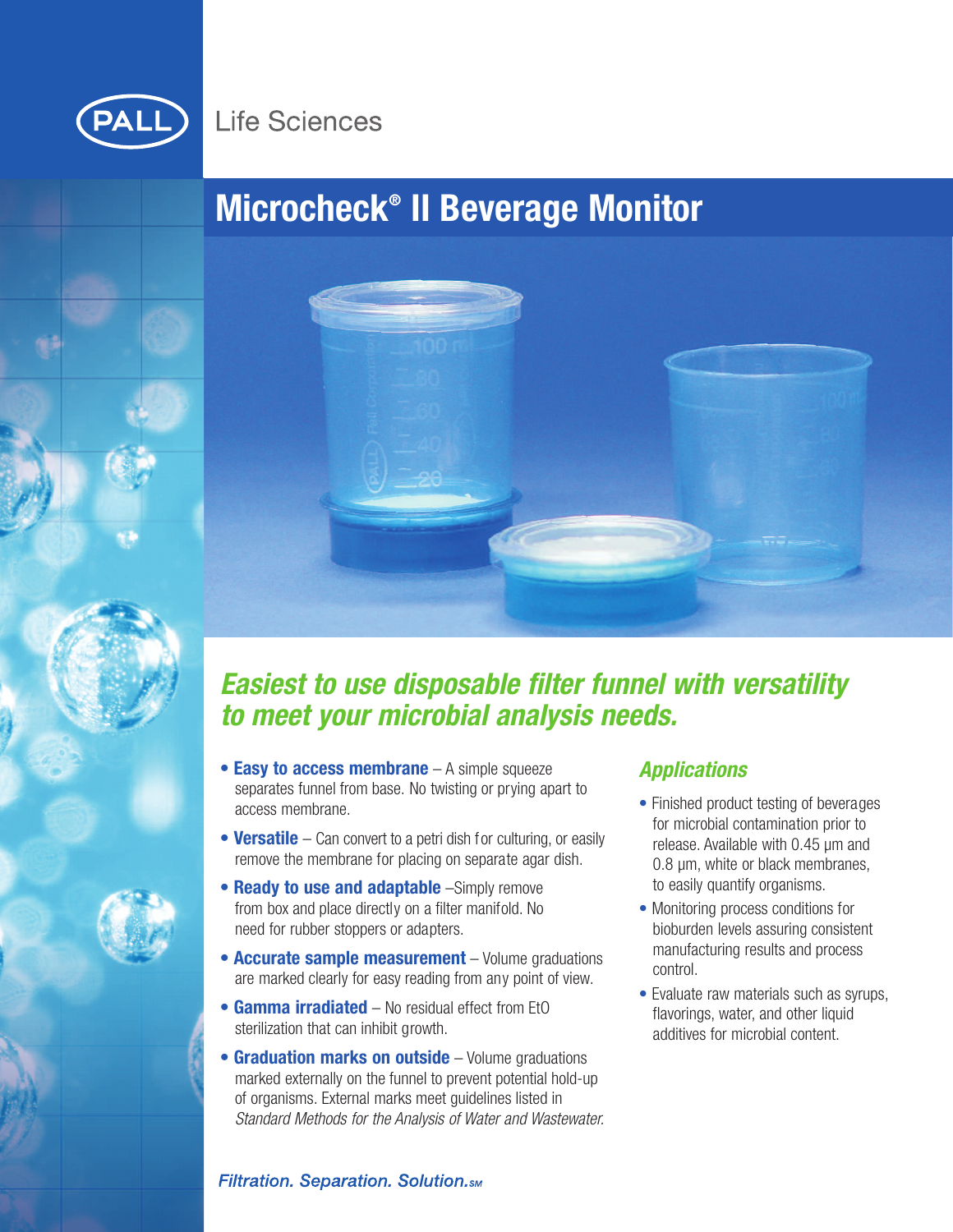PALL Life Sciences

# Microcheck® II Beverage Monitor

## *Easiest to use disposable filter funnel with versatility to meet your microbial analysis needs.*

- **Easy to access membrane** – A simple squeeze separates funnel from base. No twisting or prying apart to access membrane.
- **Versatile** – Can convert to a petri dish for culturing, or easily remove the membrane for placing on separate agar dish.
- **Ready to use and adaptable** –Simply remove from box and place directly on a filter manifold. No need for rubber stoppers or adapters.
- **Accurate sample measurement** – Volume graduations are marked clearly for easy reading from any point of view.
- **Gamma irradiated** – No residual effect from EtO sterilization that can inhibit growth.
- **Graduation marks on outside** – Volume graduations marked externally on the funnel to prevent potential hold-up of organisms. External marks meet guidelines listed in *Standard Methods for the Analysis of Water and Wastewater.*

### *Applications*

- Finished product testing of beverages for microbial contamination prior to release. Available with 0.45 µm and 0.8 µm, white or black membranes, to easily quantify organisms.
- Monitoring process conditions for bioburden levels assuring consistent manufacturing results and process control.
- Evaluate raw materials such as syrups, flavorings, water, and other liquid additives for microbial content.

*Filtration. Separation. Solution.SM*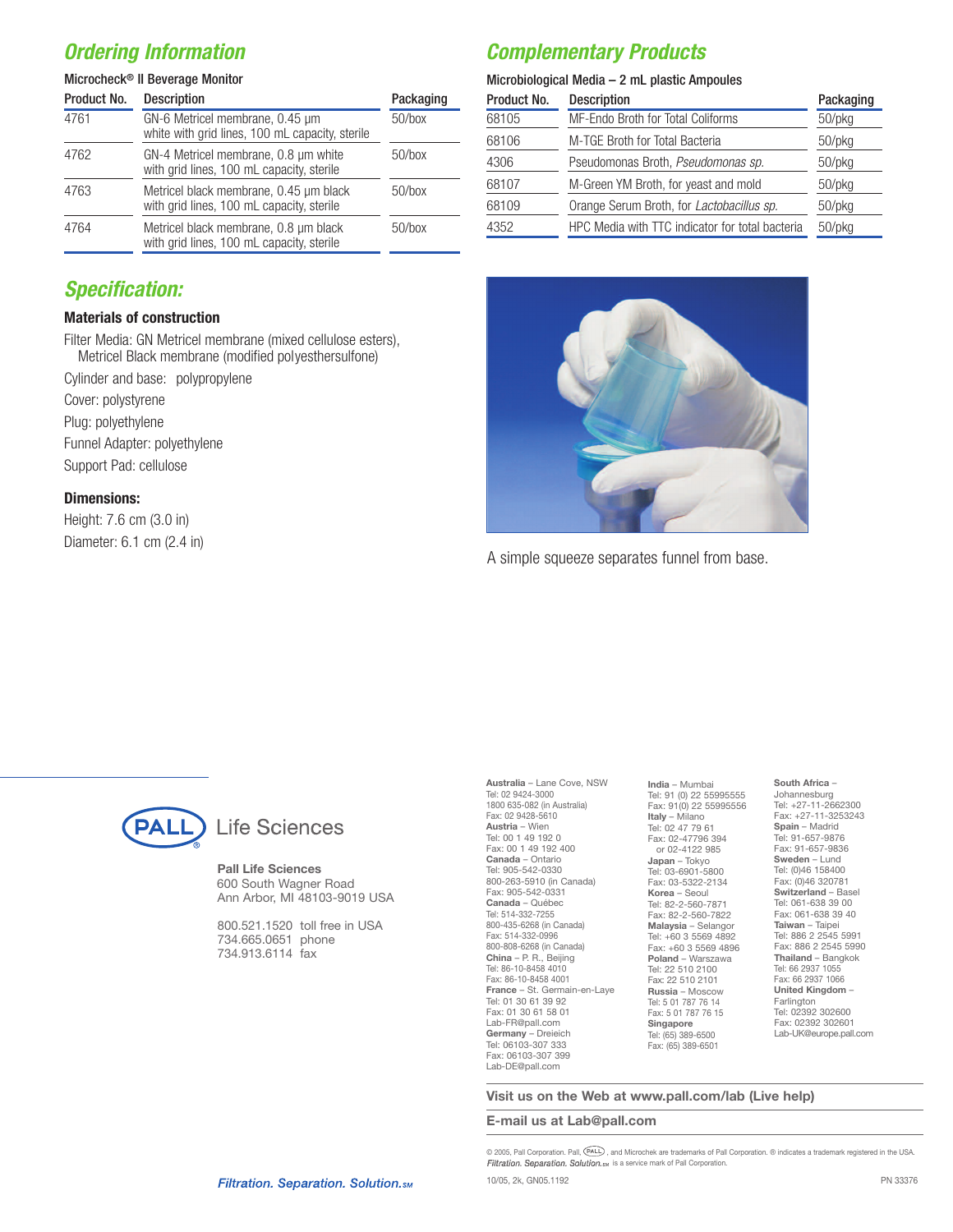## Ordering Information

### Microcheck® II Beverage Monitor

| Product No. | Description | Packaging |
|---|---|---|
| 4761 | GN-6 Metricel membrane, 0.45 µm white with grid lines, 100 mL capacity, sterile | 50/box |
| 4762 | GN-4 Metricel membrane, 0.8 µm white with grid lines, 100 mL capacity, sterile | 50/box |
| 4763 | Metricel black membrane, 0.45 µm black with grid lines, 100 mL capacity, sterile | 50/box |
| 4764 | Metricel black membrane, 0.8 µm black with grid lines, 100 mL capacity, sterile | 50/box |

## Specification:

### Materials of construction

Filter Media: GN Metricel membrane (mixed cellulose esters), Metricel Black membrane (modified polyesthersulfone)

Cylinder and base: polypropylene

Cover: polystyrene

Plug: polyethylene

Funnel Adapter: polyethylene

Support Pad: cellulose

### Dimensions:

Height: 7.6 cm (3.0 in)

Diameter: 6.1 cm (2.4 in)

## Complementary Products

### Microbiological Media – 2 mL plastic Ampoules

| Product No. | Description | Packaging |
|---|---|---|
| 68105 | MF-Endo Broth for Total Coliforms | 50/pkg |
| 68106 | M-TGE Broth for Total Bacteria | 50/pkg |
| 4306 | Pseudomonas Broth, *Pseudomonas sp.* | 50/pkg |
| 68107 | M-Green YM Broth, for yeast and mold | 50/pkg |
| 68109 | Orange Serum Broth, for *Lactobacillus sp.* | 50/pkg |
| 4352 | HPC Media with TTC indicator for total bacteria | 50/pkg |

A simple squeeze separates funnel from base.

PALL Life Sciences

**Pall Life Sciences**
600 South Wagner Road
Ann Arbor, MI 48103-9019 USA

800.521.1520 toll free in USA
734.665.0651 phone
734.913.6114 fax

**Australia** – Lane Cove, NSW
Tel: 02 9424-3000
1800 635-082 (in Australia)
Fax: 02 9428-5610
**Austria** – Wien
Tel: 00 1 49 192 0
Fax: 00 1 49 192 400
**Canada** – Ontario
Tel: 905-542-0330
800-263-5910 (in Canada)
Fax: 905-542-0331
**Canada** – Québec
Tel: 514-332-7255
800-435-6268 (in Canada)
Fax: 514-332-0996
800-808-6268 (in Canada)
**China** – P. R., Beijing
Tel: 86-10-8458 4010
Fax: 86-10-8458 4001
**France** – St. Germain-en-Laye
Tel: 01 30 61 39 92
Fax: 01 30 61 58 01
Lab-FR@pall.com
**Germany** – Dreieich
Tel: 06103-307 333
Fax: 06103-307 399
Lab-DE@pall.com

**India** – Mumbai
Tel: 91 (0) 22 55995555
Fax: 91(0) 22 55995556
**Italy** – Milano
Tel: 02 47 79 61
Fax: 02-47796 394
or 02-4122 985
**Japan** – Tokyo
Tel: 03-6901-5800
Fax: 03-5322-2134
**Korea** – Seoul
Tel: 82-2-560-7871
Fax: 82-2-560-7822
**Malaysia** – Selangor
Tel: +60 3 5569 4892
Fax: +60 3 5569 4896
**Poland** – Warszawa
Tel: 22 510 2100
Fax: 22 510 2101
**Russia** – Moscow
Tel: 5 01 787 76 14
Fax: 5 01 787 76 15
**Singapore**
Tel: (65) 389-6500
Fax: (65) 389-6501

**South Africa** – Johannesburg
Tel: +27-11-2662300
Fax: +27-11-3253243
**Spain** – Madrid
Tel: 91-657-9876
Fax: 91-657-9836
**Sweden** – Lund
Tel: (0)46 158400
Fax: (0)46 320781
**Switzerland** – Basel
Tel: 061-638 39 00
Fax: 061-638 39 40
**Taiwan** – Taipei
Tel: 886 2 2545 5991
Fax: 886 2 2545 5990
**Thailand** – Bangkok
Tel: 66 2937 1055
Fax: 66 2937 1066
**United Kingdom** – Farlington
Tel: 02392 302600
Fax: 02392 302601
Lab-UK@europe.pall.com

**Visit us on the Web at www.pall.com/lab (Live help)**

**E-mail us at Lab@pall.com**

© 2005, Pall Corporation. Pall, PALL, and Microchek are trademarks of Pall Corporation. ® indicates a trademark registered in the USA. *Filtration. Separation. Solution.*SM is a service mark of Pall Corporation.

*Filtration. Separation. Solution.*SM

10/05, 2k, GN05.1192

PN 33376